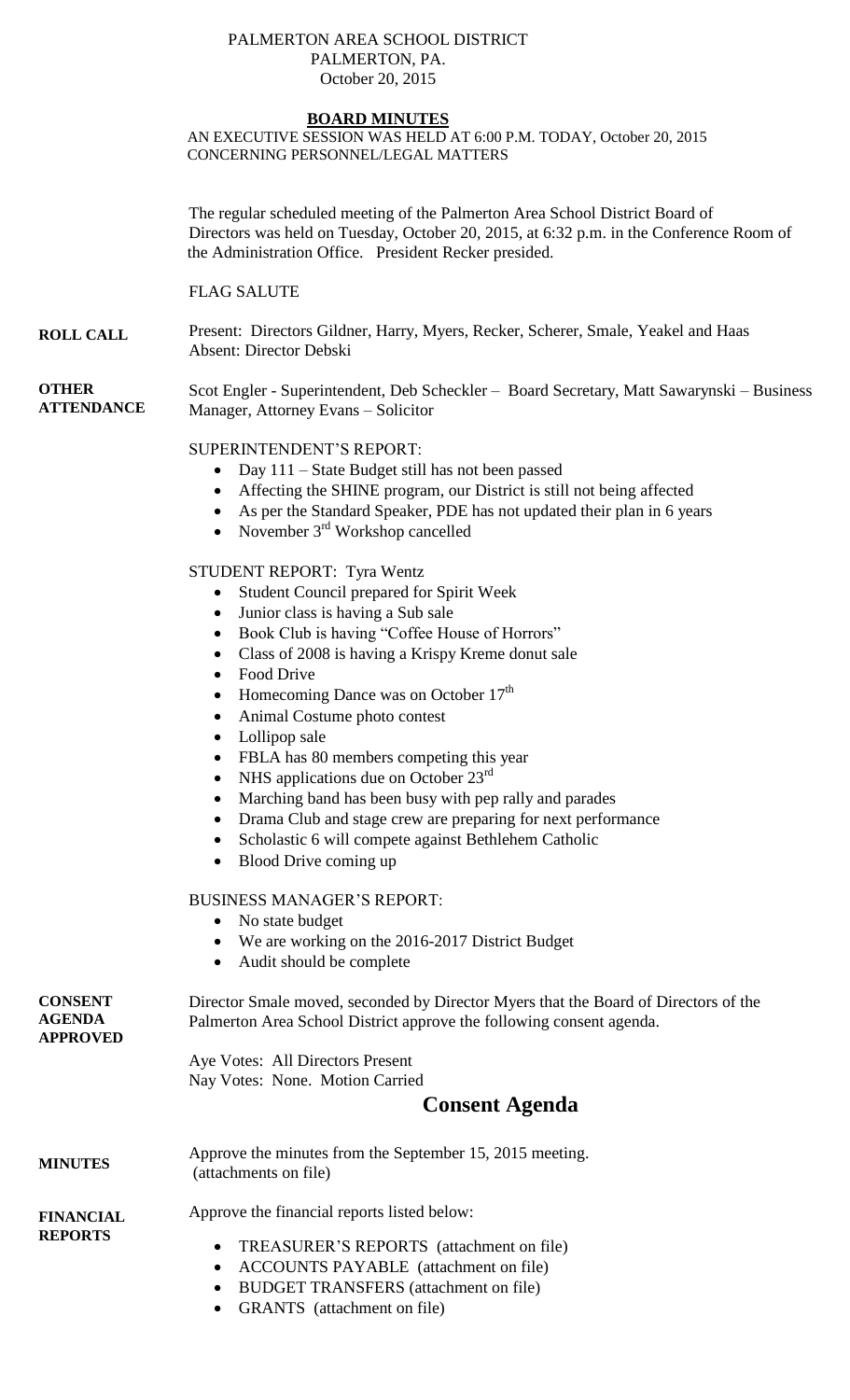PALMERTON AREA SCHOOL DISTRICT
PALMERTON, PA.
October 20, 2015

# BOARD MINUTES

AN EXECUTIVE SESSION WAS HELD AT 6:00 P.M. TODAY, October 20, 2015 CONCERNING PERSONNEL/LEGAL MATTERS

The regular scheduled meeting of the Palmerton Area School District Board of Directors was held on Tuesday, October 20, 2015, at 6:32 p.m. in the Conference Room of the Administration Office. President Recker presided.

FLAG SALUTE

**ROLL CALL**

Present: Directors Gildner, Harry, Myers, Recker, Scherer, Smale, Yeakel and Haas
Absent: Director Debski

**OTHER ATTENDANCE**

Scot Engler - Superintendent, Deb Scheckler – Board Secretary, Matt Sawarynski – Business Manager, Attorney Evans – Solicitor

SUPERINTENDENT'S REPORT:

- Day 111 – State Budget still has not been passed
- Affecting the SHINE program, our District is still not being affected
- As per the Standard Speaker, PDE has not updated their plan in 6 years
- November 3rd Workshop cancelled

STUDENT REPORT: Tyra Wentz

- Student Council prepared for Spirit Week
- Junior class is having a Sub sale
- Book Club is having "Coffee House of Horrors"
- Class of 2008 is having a Krispy Kreme donut sale
- Food Drive
- Homecoming Dance was on October 17th
- Animal Costume photo contest
- Lollipop sale
- FBLA has 80 members competing this year
- NHS applications due on October 23rd
- Marching band has been busy with pep rally and parades
- Drama Club and stage crew are preparing for next performance
- Scholastic 6 will compete against Bethlehem Catholic
- Blood Drive coming up

BUSINESS MANAGER'S REPORT:

- No state budget
- We are working on the 2016-2017 District Budget
- Audit should be complete

**CONSENT AGENDA APPROVED**

Director Smale moved, seconded by Director Myers that the Board of Directors of the Palmerton Area School District approve the following consent agenda.

Aye Votes: All Directors Present
Nay Votes: None. Motion Carried

## Consent Agenda

**MINUTES**

Approve the minutes from the September 15, 2015 meeting.
(attachments on file)

**FINANCIAL REPORTS**

Approve the financial reports listed below:

- TREASURER'S REPORTS (attachment on file)
- ACCOUNTS PAYABLE (attachment on file)
- BUDGET TRANSFERS (attachment on file)
- GRANTS (attachment on file)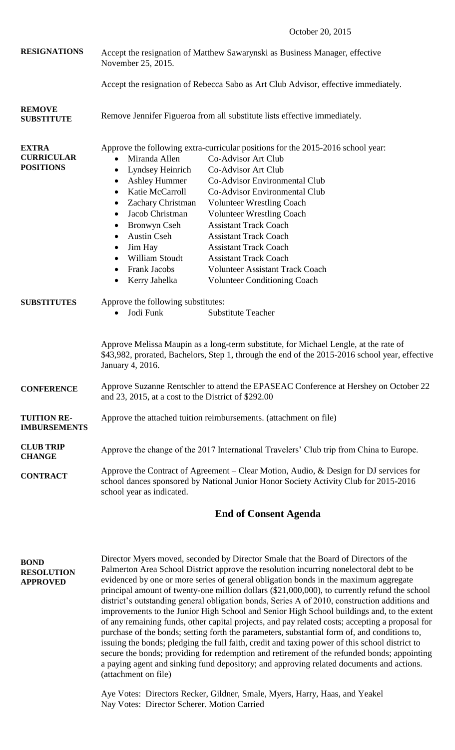October 20, 2015

**RESIGNATIONS**

Accept the resignation of Matthew Sawarynski as Business Manager, effective November 25, 2015.

Accept the resignation of Rebecca Sabo as Art Club Advisor, effective immediately.

**REMOVE SUBSTITUTE**

Remove Jennifer Figueroa from all substitute lists effective immediately.

**EXTRA CURRICULAR POSITIONS**

Approve the following extra-curricular positions for the 2015-2016 school year:

- Miranda Allen — Co-Advisor Art Club
- Lyndsey Heinrich — Co-Advisor Art Club
- Ashley Hummer — Co-Advisor Environmental Club
- Katie McCarroll — Co-Advisor Environmental Club
- Zachary Christman — Volunteer Wrestling Coach
- Jacob Christman — Volunteer Wrestling Coach
- Bronwyn Cseh — Assistant Track Coach
- Austin Cseh — Assistant Track Coach
- Jim Hay — Assistant Track Coach
- William Stoudt — Assistant Track Coach
- Frank Jacobs — Volunteer Assistant Track Coach
- Kerry Jahelka — Volunteer Conditioning Coach

**SUBSTITUTES**

Approve the following substitutes:

- Jodi Funk — Substitute Teacher

Approve Melissa Maupin as a long-term substitute, for Michael Lengle, at the rate of $43,982, prorated, Bachelors, Step 1, through the end of the 2015-2016 school year, effective January 4, 2016.

**CONFERENCE**

Approve Suzanne Rentschler to attend the EPASEAC Conference at Hershey on October 22 and 23, 2015, at a cost to the District of $292.00

**TUITION RE-IMBURSEMENTS**

Approve the attached tuition reimbursements. (attachment on file)

**CLUB TRIP CHANGE**

Approve the change of the 2017 International Travelers' Club trip from China to Europe.

**CONTRACT**

Approve the Contract of Agreement – Clear Motion, Audio, & Design for DJ services for school dances sponsored by National Junior Honor Society Activity Club for 2015-2016 school year as indicated.

## End of Consent Agenda

**BOND RESOLUTION APPROVED**

Director Myers moved, seconded by Director Smale that the Board of Directors of the Palmerton Area School District approve the resolution incurring nonelectoral debt to be evidenced by one or more series of general obligation bonds in the maximum aggregate principal amount of twenty-one million dollars ($21,000,000), to currently refund the school district's outstanding general obligation bonds, Series A of 2010, construction additions and improvements to the Junior High School and Senior High School buildings and, to the extent of any remaining funds, other capital projects, and pay related costs; accepting a proposal for purchase of the bonds; setting forth the parameters, substantial form of, and conditions to, issuing the bonds; pledging the full faith, credit and taxing power of this school district to secure the bonds; providing for redemption and retirement of the refunded bonds; appointing a paying agent and sinking fund depository; and approving related documents and actions. (attachment on file)

Aye Votes: Directors Recker, Gildner, Smale, Myers, Harry, Haas, and Yeakel
Nay Votes: Director Scherer. Motion Carried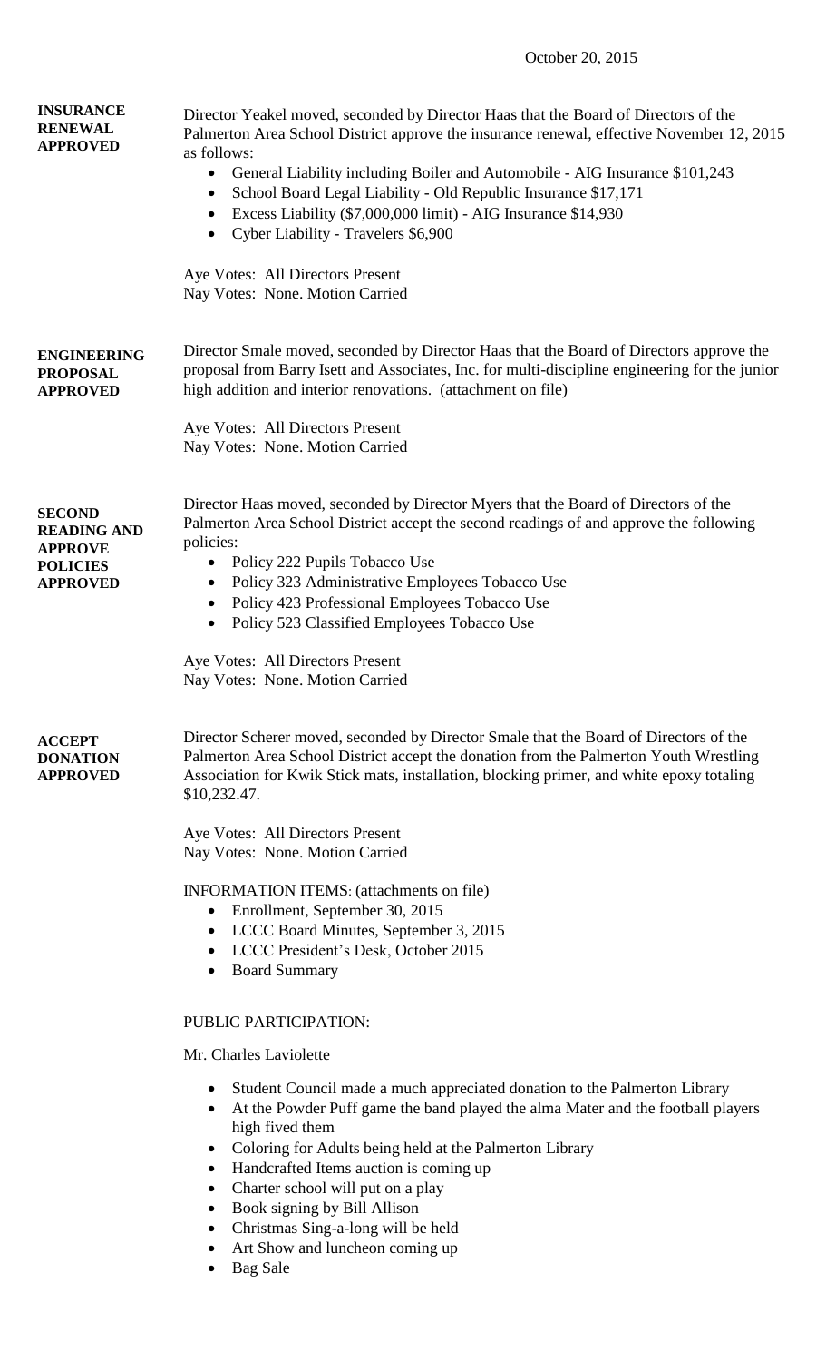October 20, 2015

**INSURANCE RENEWAL APPROVED**

Director Yeakel moved, seconded by Director Haas that the Board of Directors of the Palmerton Area School District approve the insurance renewal, effective November 12, 2015 as follows:

- General Liability including Boiler and Automobile - AIG Insurance $101,243
- School Board Legal Liability - Old Republic Insurance $17,171
- Excess Liability ($7,000,000 limit) - AIG Insurance $14,930
- Cyber Liability - Travelers $6,900

Aye Votes: All Directors Present
Nay Votes: None. Motion Carried

**ENGINEERING PROPOSAL APPROVED**

Director Smale moved, seconded by Director Haas that the Board of Directors approve the proposal from Barry Isett and Associates, Inc. for multi-discipline engineering for the junior high addition and interior renovations. (attachment on file)

Aye Votes: All Directors Present
Nay Votes: None. Motion Carried

**SECOND READING AND APPROVE POLICIES APPROVED**

Director Haas moved, seconded by Director Myers that the Board of Directors of the Palmerton Area School District accept the second readings of and approve the following policies:

- Policy 222 Pupils Tobacco Use
- Policy 323 Administrative Employees Tobacco Use
- Policy 423 Professional Employees Tobacco Use
- Policy 523 Classified Employees Tobacco Use

Aye Votes: All Directors Present
Nay Votes: None. Motion Carried

**ACCEPT DONATION APPROVED**

Director Scherer moved, seconded by Director Smale that the Board of Directors of the Palmerton Area School District accept the donation from the Palmerton Youth Wrestling Association for Kwik Stick mats, installation, blocking primer, and white epoxy totaling $10,232.47.

Aye Votes: All Directors Present
Nay Votes: None. Motion Carried

INFORMATION ITEMS: (attachments on file)

- Enrollment, September 30, 2015
- LCCC Board Minutes, September 3, 2015
- LCCC President's Desk, October 2015
- Board Summary

PUBLIC PARTICIPATION:

Mr. Charles Laviolette

- Student Council made a much appreciated donation to the Palmerton Library
- At the Powder Puff game the band played the alma Mater and the football players high fived them
- Coloring for Adults being held at the Palmerton Library
- Handcrafted Items auction is coming up
- Charter school will put on a play
- Book signing by Bill Allison
- Christmas Sing-a-long will be held
- Art Show and luncheon coming up
- Bag Sale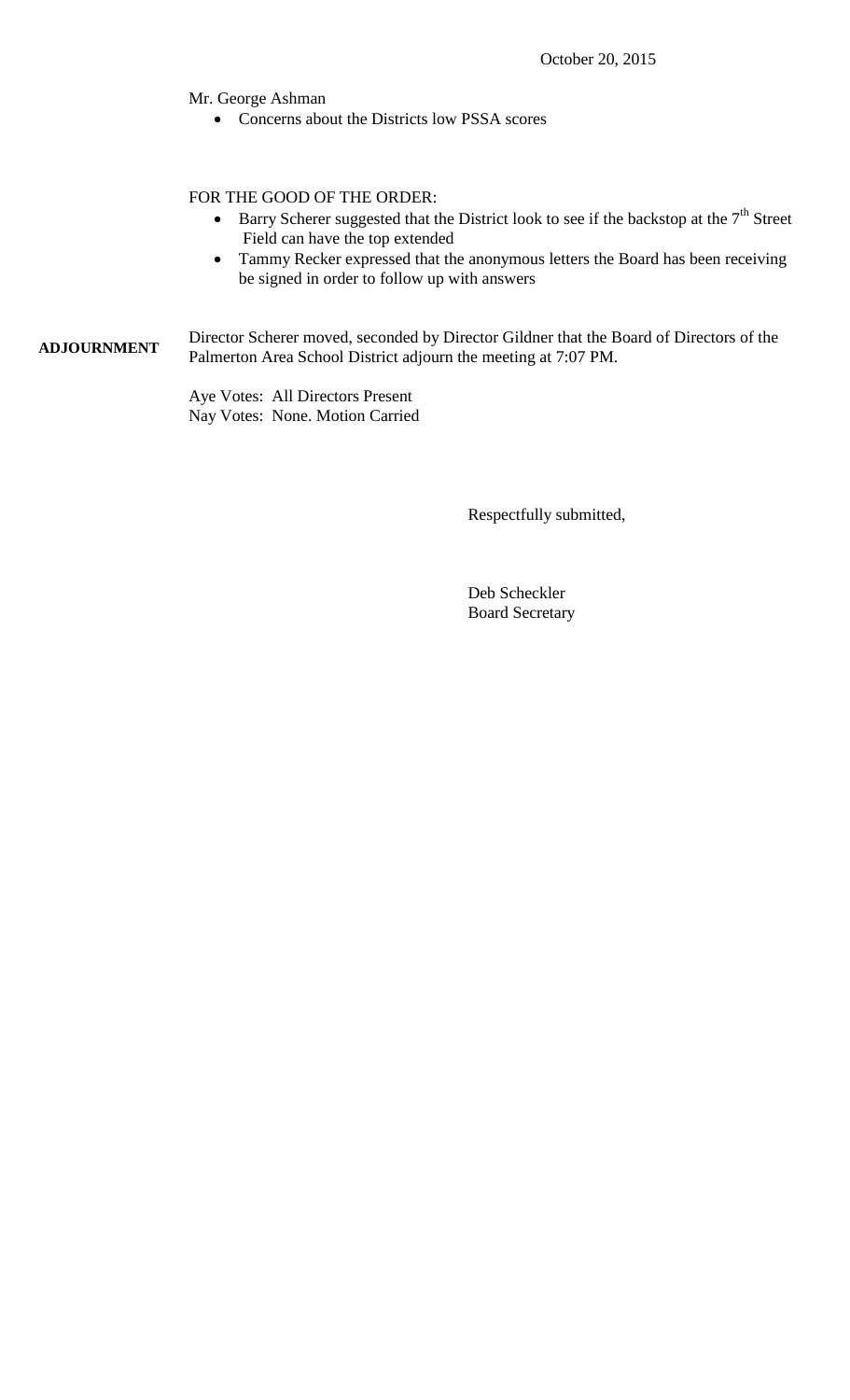Mr. George Ashman

- Concerns about the Districts low PSSA scores

FOR THE GOOD OF THE ORDER:

- Barry Scherer suggested that the District look to see if the backstop at the 7th Street Field can have the top extended
- Tammy Recker expressed that the anonymous letters the Board has been receiving be signed in order to follow up with answers

**ADJOURNMENT**

Director Scherer moved, seconded by Director Gildner that the Board of Directors of the Palmerton Area School District adjourn the meeting at 7:07 PM.

Aye Votes: All Directors Present
Nay Votes: None. Motion Carried

Respectfully submitted,

Deb Scheckler
Board Secretary